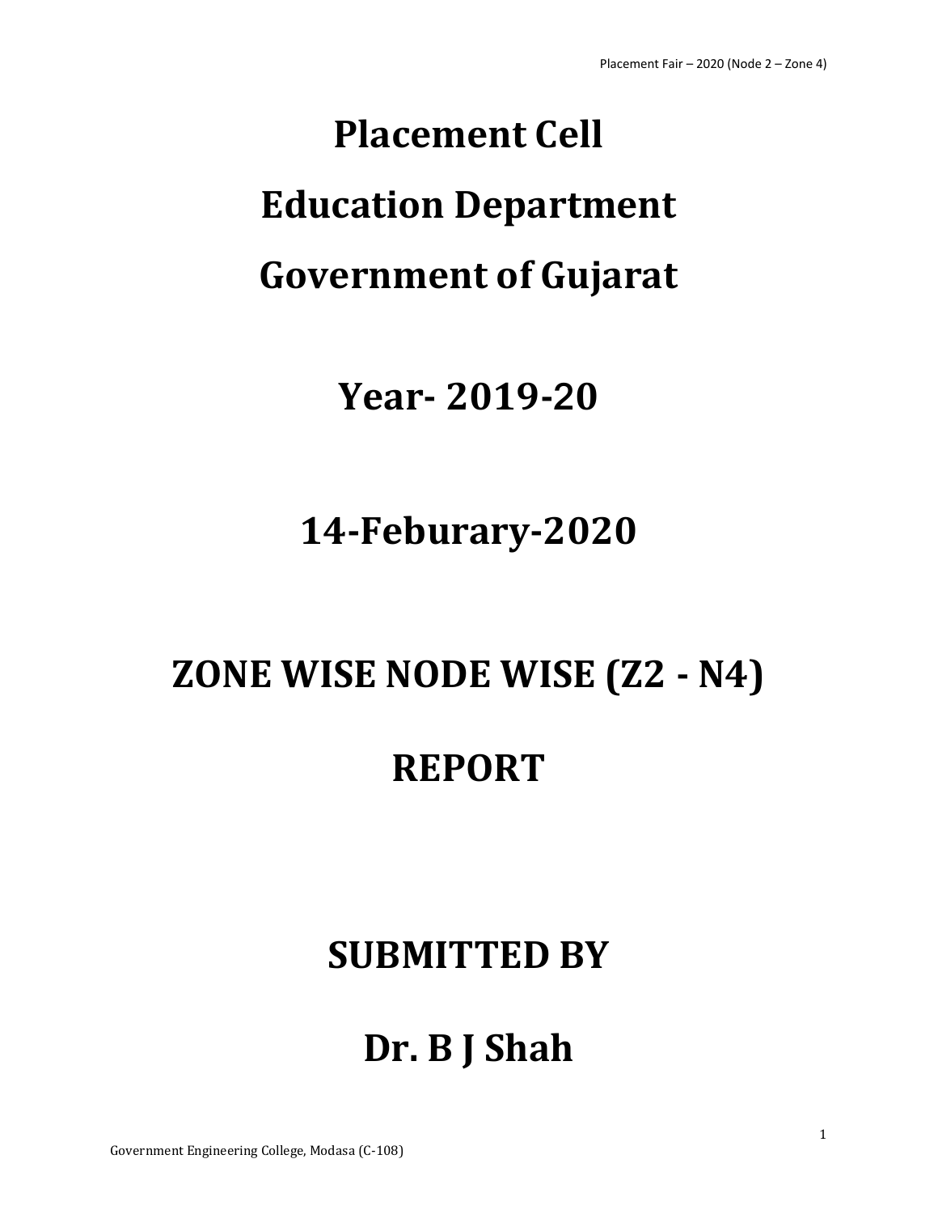# Placement Cell

# Education Department

# Government of Gujarat

## Year- 2019-20

## 14-Feburary-2020

## ZONE WISE NODE WISE (Z2 - N4)

## REPORT

## SUBMITTED BY

## Dr. B J Shah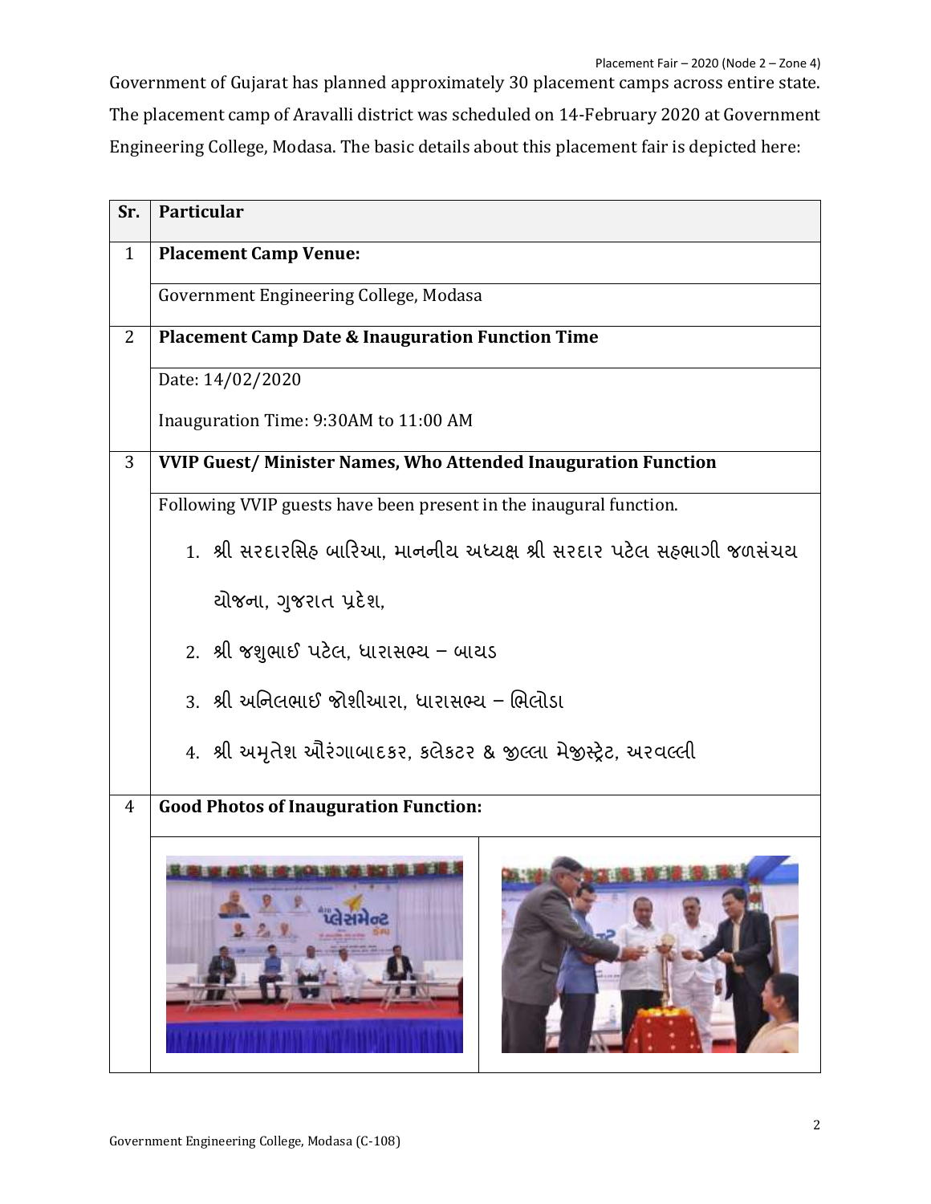Government of Gujarat has planned approximately 30 placement camps across entire state. The placement camp of Aravalli district was scheduled on 14-February 2020 at Government Engineering College, Modasa. The basic details about this placement fair is depicted here:

| Sr. | Particular | |
|---|---|---|
| 1 | **Placement Camp Venue:** | |
| | Government Engineering College, Modasa | |
| 2 | **Placement Camp Date & Inauguration Function Time** | |
| | Date: 14/02/2020<br><br>Inauguration Time: 9:30AM to 11:00 AM | |
| 3 | **VVIP Guest/ Minister Names, Who Attended Inauguration Function** | |
| | Following VVIP guests have been present in the inaugural function.<br>1. શ્રી સરદારસિંહ બારિઆ, માનનીય અધ્યક્ષ શ્રી સરદાર પટેલ સહભાગી જળસંચય યોજના, ગુજરાત પ્રદેશ,<br>2. શ્રી જશુભાઈ પટેલ, ધારાસભ્ય – બાયડ<br>3. શ્રી અનિલભાઈ જોશીઆરા, ધારાસભ્ય – ભિલોડા<br>4. શ્રી અમૃતેશ ઔરંગાબાદકર, કલેકટર & જીલ્લા મેજીસ્ટ્રેટ, અરવલ્લી | |
| 4 | **Good Photos of Inauguration Function:** | |
| | | |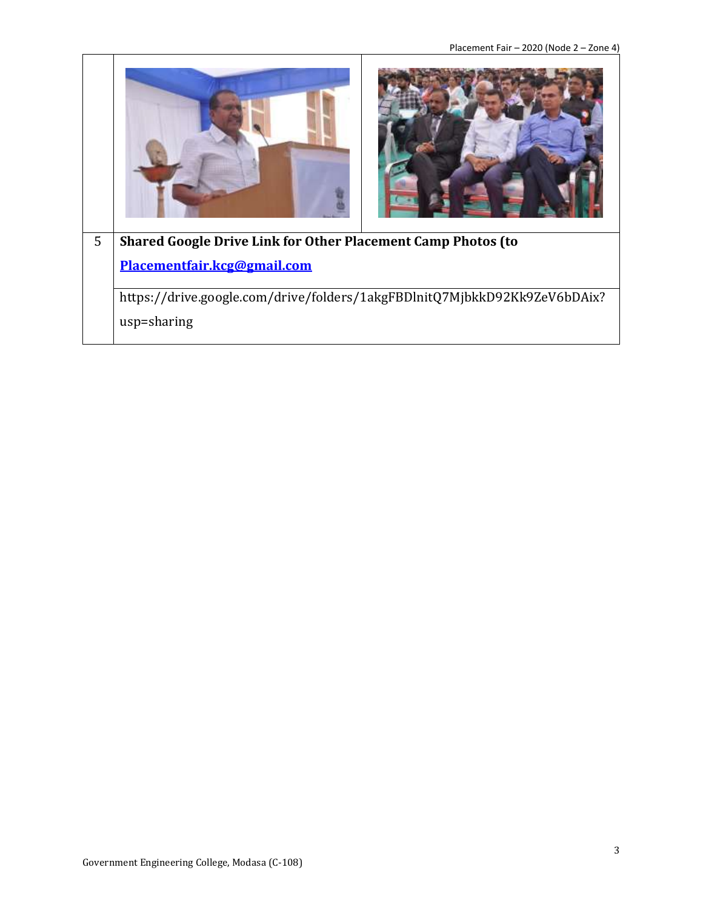| | | |
|---|---|---|
| | | |
| 5 | **Shared Google Drive Link for Other Placement Camp Photos (to [Placementfair.kcg@gmail.com](mailto:Placementfair.kcg@gmail.com)** | |
| | https://drive.google.com/drive/folders/1akgFBDlnitQ7MjbkkD92Kk9ZeV6bDAix?usp=sharing | |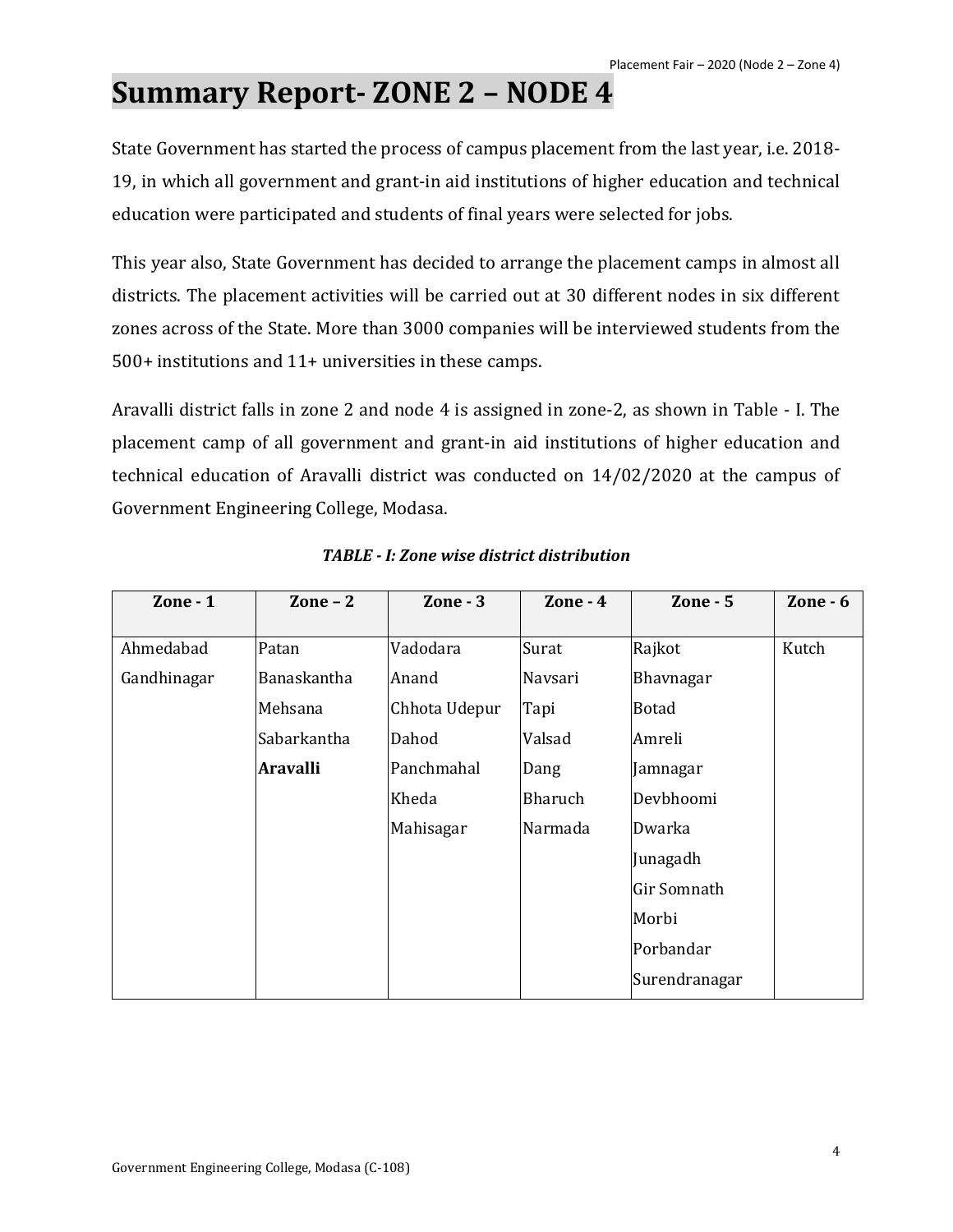# Summary Report- ZONE 2 – NODE 4

State Government has started the process of campus placement from the last year, i.e. 2018-19, in which all government and grant-in aid institutions of higher education and technical education were participated and students of final years were selected for jobs.

This year also, State Government has decided to arrange the placement camps in almost all districts. The placement activities will be carried out at 30 different nodes in six different zones across of the State. More than 3000 companies will be interviewed students from the 500+ institutions and 11+ universities in these camps.

Aravalli district falls in zone 2 and node 4 is assigned in zone-2, as shown in Table - I. The placement camp of all government and grant-in aid institutions of higher education and technical education of Aravalli district was conducted on 14/02/2020 at the campus of Government Engineering College, Modasa.

***TABLE - I: Zone wise district distribution***

| Zone - 1 | Zone – 2 | Zone - 3 | Zone - 4 | Zone - 5 | Zone - 6 |
|---|---|---|---|---|---|
| Ahmedabad | Patan | Vadodara | Surat | Rajkot | Kutch |
| Gandhinagar | Banaskantha | Anand | Navsari | Bhavnagar | |
| | Mehsana | Chhota Udepur | Tapi | Botad | |
| | Sabarkantha | Dahod | Valsad | Amreli | |
| | **Aravalli** | Panchmahal | Dang | Jamnagar | |
| | | Kheda | Bharuch | Devbhoomi | |
| | | Mahisagar | Narmada | Dwarka | |
| | | | | Junagadh | |
| | | | | Gir Somnath | |
| | | | | Morbi | |
| | | | | Porbandar | |
| | | | | Surendranagar | |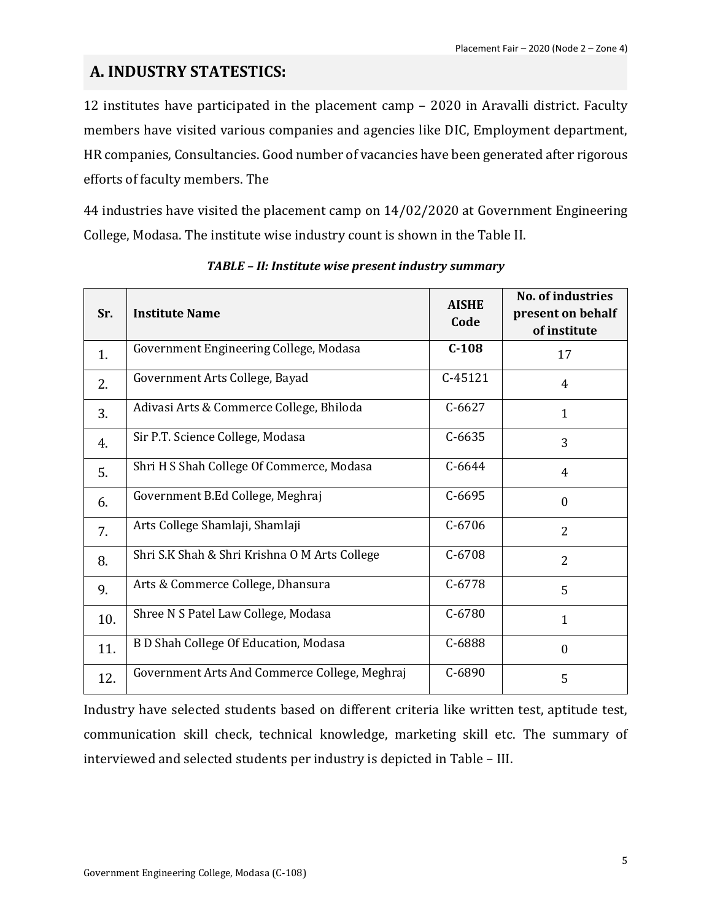## A. INDUSTRY STATESTICS:

12 institutes have participated in the placement camp – 2020 in Aravalli district. Faculty members have visited various companies and agencies like DIC, Employment department, HR companies, Consultancies. Good number of vacancies have been generated after rigorous efforts of faculty members. The

44 industries have visited the placement camp on 14/02/2020 at Government Engineering College, Modasa. The institute wise industry count is shown in the Table II.

***TABLE – II: Institute wise present industry summary***

| Sr. | Institute Name | AISHE Code | No. of industries present on behalf of institute |
|---|---|---|---|
| 1. | Government Engineering College, Modasa | **C-108** | 17 |
| 2. | Government Arts College, Bayad | C-45121 | 4 |
| 3. | Adivasi Arts & Commerce College, Bhiloda | C-6627 | 1 |
| 4. | Sir P.T. Science College, Modasa | C-6635 | 3 |
| 5. | Shri H S Shah College Of Commerce, Modasa | C-6644 | 4 |
| 6. | Government B.Ed College, Meghraj | C-6695 | 0 |
| 7. | Arts College Shamlaji, Shamlaji | C-6706 | 2 |
| 8. | Shri S.K Shah & Shri Krishna O M Arts College | C-6708 | 2 |
| 9. | Arts & Commerce College, Dhansura | C-6778 | 5 |
| 10. | Shree N S Patel Law College, Modasa | C-6780 | 1 |
| 11. | B D Shah College Of Education, Modasa | C-6888 | 0 |
| 12. | Government Arts And Commerce College, Meghraj | C-6890 | 5 |

Industry have selected students based on different criteria like written test, aptitude test, communication skill check, technical knowledge, marketing skill etc. The summary of interviewed and selected students per industry is depicted in Table – III.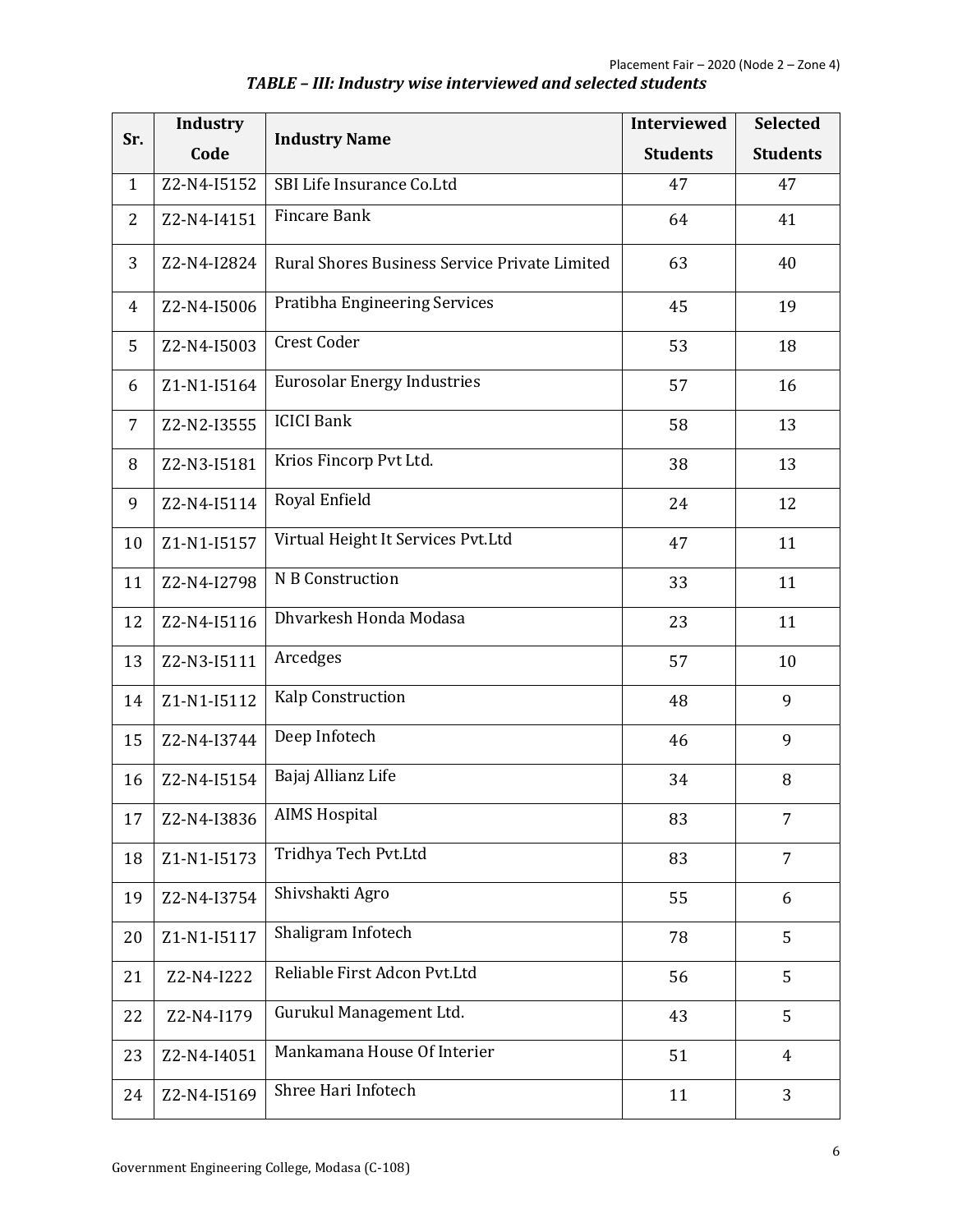***TABLE – III: Industry wise interviewed and selected students***

| Sr. | Industry Code | Industry Name | Interviewed Students | Selected Students |
|---|---|---|---|---|
| 1 | Z2-N4-I5152 | SBI Life Insurance Co.Ltd | 47 | 47 |
| 2 | Z2-N4-I4151 | Fincare Bank | 64 | 41 |
| 3 | Z2-N4-I2824 | Rural Shores Business Service Private Limited | 63 | 40 |
| 4 | Z2-N4-I5006 | Pratibha Engineering Services | 45 | 19 |
| 5 | Z2-N4-I5003 | Crest Coder | 53 | 18 |
| 6 | Z1-N1-I5164 | Eurosolar Energy Industries | 57 | 16 |
| 7 | Z2-N2-I3555 | ICICI Bank | 58 | 13 |
| 8 | Z2-N3-I5181 | Krios Fincorp Pvt Ltd. | 38 | 13 |
| 9 | Z2-N4-I5114 | Royal Enfield | 24 | 12 |
| 10 | Z1-N1-I5157 | Virtual Height It Services Pvt.Ltd | 47 | 11 |
| 11 | Z2-N4-I2798 | N B Construction | 33 | 11 |
| 12 | Z2-N4-I5116 | Dhvarkesh Honda Modasa | 23 | 11 |
| 13 | Z2-N3-I5111 | Arcedges | 57 | 10 |
| 14 | Z1-N1-I5112 | Kalp Construction | 48 | 9 |
| 15 | Z2-N4-I3744 | Deep Infotech | 46 | 9 |
| 16 | Z2-N4-I5154 | Bajaj Allianz Life | 34 | 8 |
| 17 | Z2-N4-I3836 | AIMS Hospital | 83 | 7 |
| 18 | Z1-N1-I5173 | Tridhya Tech Pvt.Ltd | 83 | 7 |
| 19 | Z2-N4-I3754 | Shivshakti Agro | 55 | 6 |
| 20 | Z1-N1-I5117 | Shaligram Infotech | 78 | 5 |
| 21 | Z2-N4-I222 | Reliable First Adcon Pvt.Ltd | 56 | 5 |
| 22 | Z2-N4-I179 | Gurukul Management Ltd. | 43 | 5 |
| 23 | Z2-N4-I4051 | Mankamana House Of Interier | 51 | 4 |
| 24 | Z2-N4-I5169 | Shree Hari Infotech | 11 | 3 |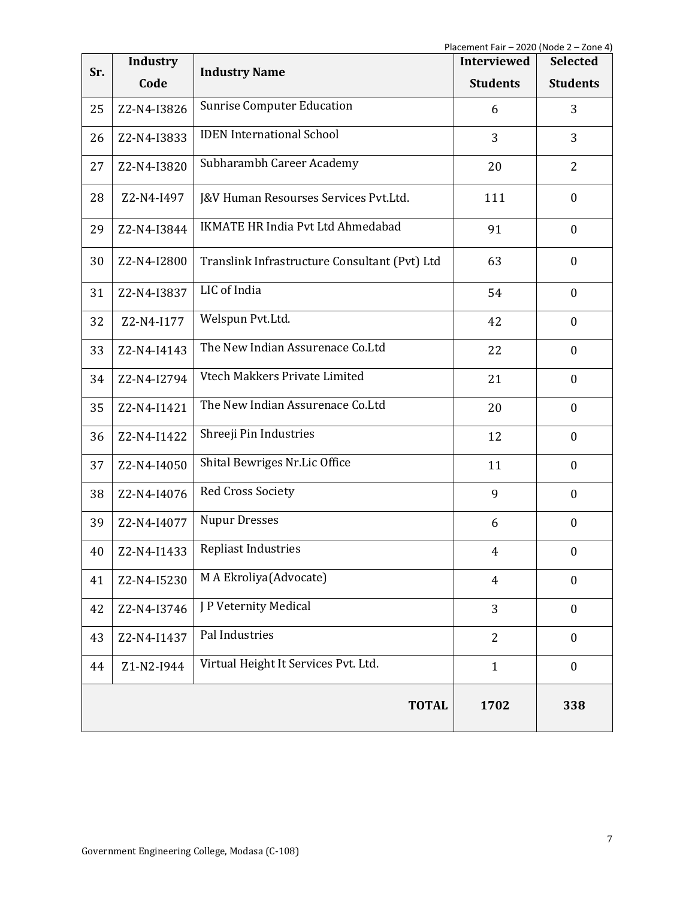| Sr. | Industry Code | Industry Name | Interviewed Students | Selected Students |
|---|---|---|---|---|
| 25 | Z2-N4-I3826 | Sunrise Computer Education | 6 | 3 |
| 26 | Z2-N4-I3833 | IDEN International School | 3 | 3 |
| 27 | Z2-N4-I3820 | Subharambh Career Academy | 20 | 2 |
| 28 | Z2-N4-I497 | J&V Human Resourses Services Pvt.Ltd. | 111 | 0 |
| 29 | Z2-N4-I3844 | IKMATE HR India Pvt Ltd Ahmedabad | 91 | 0 |
| 30 | Z2-N4-I2800 | Translink Infrastructure Consultant (Pvt) Ltd | 63 | 0 |
| 31 | Z2-N4-I3837 | LIC of India | 54 | 0 |
| 32 | Z2-N4-I177 | Welspun Pvt.Ltd. | 42 | 0 |
| 33 | Z2-N4-I4143 | The New Indian Assurenace Co.Ltd | 22 | 0 |
| 34 | Z2-N4-I2794 | Vtech Makkers Private Limited | 21 | 0 |
| 35 | Z2-N4-I1421 | The New Indian Assurenace Co.Ltd | 20 | 0 |
| 36 | Z2-N4-I1422 | Shreeji Pin Industries | 12 | 0 |
| 37 | Z2-N4-I4050 | Shital Bewriges Nr.Lic Office | 11 | 0 |
| 38 | Z2-N4-I4076 | Red Cross Society | 9 | 0 |
| 39 | Z2-N4-I4077 | Nupur Dresses | 6 | 0 |
| 40 | Z2-N4-I1433 | Repliast Industries | 4 | 0 |
| 41 | Z2-N4-I5230 | M A Ekroliya(Advocate) | 4 | 0 |
| 42 | Z2-N4-I3746 | J P Veternity Medical | 3 | 0 |
| 43 | Z2-N4-I1437 | Pal Industries | 2 | 0 |
| 44 | Z1-N2-I944 | Virtual Height It Services Pvt. Ltd. | 1 | 0 |
| | | **TOTAL** | **1702** | **338** |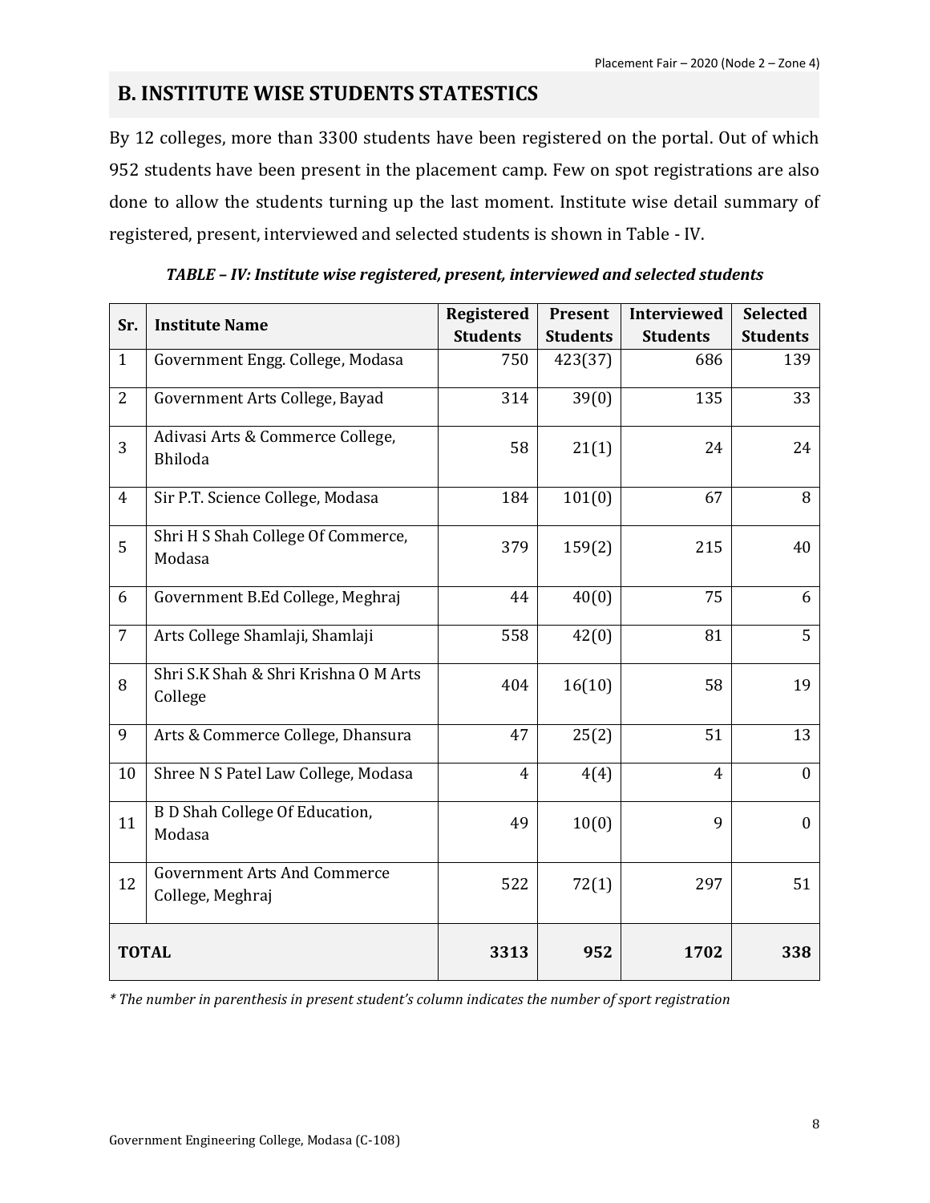## B. INSTITUTE WISE STUDENTS STATESTICS

By 12 colleges, more than 3300 students have been registered on the portal. Out of which 952 students have been present in the placement camp. Few on spot registrations are also done to allow the students turning up the last moment. Institute wise detail summary of registered, present, interviewed and selected students is shown in Table - IV.

***TABLE – IV: Institute wise registered, present, interviewed and selected students***

| Sr. | Institute Name | Registered Students | Present Students | Interviewed Students | Selected Students |
|---|---|---|---|---|---|
| 1 | Government Engg. College, Modasa | 750 | 423(37) | 686 | 139 |
| 2 | Government Arts College, Bayad | 314 | 39(0) | 135 | 33 |
| 3 | Adivasi Arts & Commerce College, Bhiloda | 58 | 21(1) | 24 | 24 |
| 4 | Sir P.T. Science College, Modasa | 184 | 101(0) | 67 | 8 |
| 5 | Shri H S Shah College Of Commerce, Modasa | 379 | 159(2) | 215 | 40 |
| 6 | Government B.Ed College, Meghraj | 44 | 40(0) | 75 | 6 |
| 7 | Arts College Shamlaji, Shamlaji | 558 | 42(0) | 81 | 5 |
| 8 | Shri S.K Shah & Shri Krishna O M Arts College | 404 | 16(10) | 58 | 19 |
| 9 | Arts & Commerce College, Dhansura | 47 | 25(2) | 51 | 13 |
| 10 | Shree N S Patel Law College, Modasa | 4 | 4(4) | 4 | 0 |
| 11 | B D Shah College Of Education, Modasa | 49 | 10(0) | 9 | 0 |
| 12 | Government Arts And Commerce College, Meghraj | 522 | 72(1) | 297 | 51 |
| **TOTAL** | | **3313** | **952** | **1702** | **338** |

*\* The number in parenthesis in present student's column indicates the number of sport registration*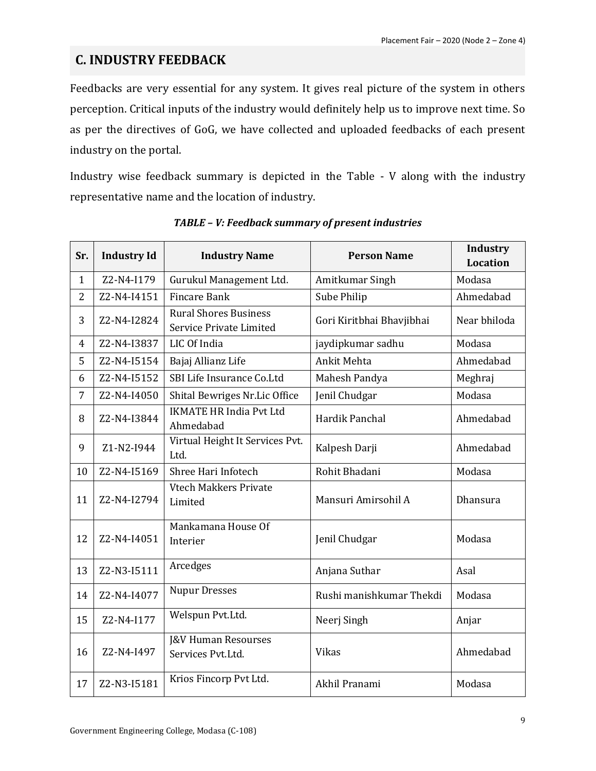## C. INDUSTRY FEEDBACK

Feedbacks are very essential for any system. It gives real picture of the system in others perception. Critical inputs of the industry would definitely help us to improve next time. So as per the directives of GoG, we have collected and uploaded feedbacks of each present industry on the portal.

Industry wise feedback summary is depicted in the Table - V along with the industry representative name and the location of industry.

***TABLE – V: Feedback summary of present industries***

| Sr. | Industry Id | Industry Name | Person Name | Industry Location |
|---|---|---|---|---|
| 1 | Z2-N4-I179 | Gurukul Management Ltd. | Amitkumar Singh | Modasa |
| 2 | Z2-N4-I4151 | Fincare Bank | Sube Philip | Ahmedabad |
| 3 | Z2-N4-I2824 | Rural Shores Business Service Private Limited | Gori Kiritbhai Bhavjibhai | Near bhiloda |
| 4 | Z2-N4-I3837 | LIC Of India | jaydipkumar sadhu | Modasa |
| 5 | Z2-N4-I5154 | Bajaj Allianz Life | Ankit Mehta | Ahmedabad |
| 6 | Z2-N4-I5152 | SBI Life Insurance Co.Ltd | Mahesh Pandya | Meghraj |
| 7 | Z2-N4-I4050 | Shital Bewriges Nr.Lic Office | Jenil Chudgar | Modasa |
| 8 | Z2-N4-I3844 | IKMATE HR India Pvt Ltd Ahmedabad | Hardik Panchal | Ahmedabad |
| 9 | Z1-N2-I944 | Virtual Height It Services Pvt. Ltd. | Kalpesh Darji | Ahmedabad |
| 10 | Z2-N4-I5169 | Shree Hari Infotech | Rohit Bhadani | Modasa |
| 11 | Z2-N4-I2794 | Vtech Makkers Private Limited | Mansuri Amirsohil A | Dhansura |
| 12 | Z2-N4-I4051 | Mankamana House Of Interier | Jenil Chudgar | Modasa |
| 13 | Z2-N3-I5111 | Arcedges | Anjana Suthar | Asal |
| 14 | Z2-N4-I4077 | Nupur Dresses | Rushi manishkumar Thekdi | Modasa |
| 15 | Z2-N4-I177 | Welspun Pvt.Ltd. | Neerj Singh | Anjar |
| 16 | Z2-N4-I497 | J&V Human Resourses Services Pvt.Ltd. | Vikas | Ahmedabad |
| 17 | Z2-N3-I5181 | Krios Fincorp Pvt Ltd. | Akhil Pranami | Modasa |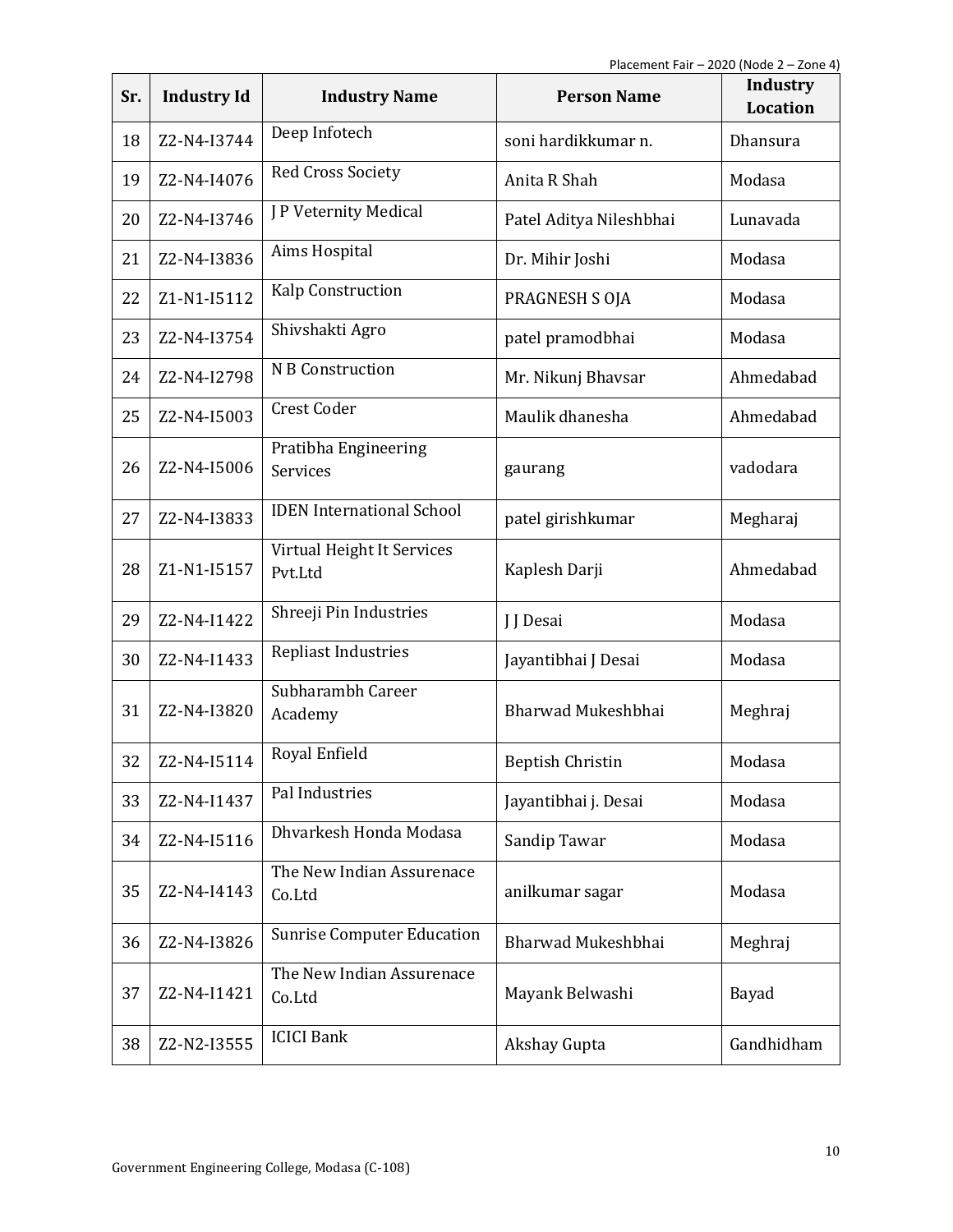| Sr. | Industry Id | Industry Name | Person Name | Industry Location |
|---|---|---|---|---|
| 18 | Z2-N4-I3744 | Deep Infotech | soni hardikkumar n. | Dhansura |
| 19 | Z2-N4-I4076 | Red Cross Society | Anita R Shah | Modasa |
| 20 | Z2-N4-I3746 | J P Veternity Medical | Patel Aditya Nileshbhai | Lunavada |
| 21 | Z2-N4-I3836 | Aims Hospital | Dr. Mihir Joshi | Modasa |
| 22 | Z1-N1-I5112 | Kalp Construction | PRAGNESH S OJA | Modasa |
| 23 | Z2-N4-I3754 | Shivshakti Agro | patel pramodbhai | Modasa |
| 24 | Z2-N4-I2798 | N B Construction | Mr. Nikunj Bhavsar | Ahmedabad |
| 25 | Z2-N4-I5003 | Crest Coder | Maulik dhanesha | Ahmedabad |
| 26 | Z2-N4-I5006 | Pratibha Engineering Services | gaurang | vadodara |
| 27 | Z2-N4-I3833 | IDEN International School | patel girishkumar | Megharaj |
| 28 | Z1-N1-I5157 | Virtual Height It Services Pvt.Ltd | Kaplesh Darji | Ahmedabad |
| 29 | Z2-N4-I1422 | Shreeji Pin Industries | J J Desai | Modasa |
| 30 | Z2-N4-I1433 | Repliast Industries | Jayantibhai J Desai | Modasa |
| 31 | Z2-N4-I3820 | Subharambh Career Academy | Bharwad Mukeshbhai | Meghraj |
| 32 | Z2-N4-I5114 | Royal Enfield | Beptish Christin | Modasa |
| 33 | Z2-N4-I1437 | Pal Industries | Jayantibhai j. Desai | Modasa |
| 34 | Z2-N4-I5116 | Dhvarkesh Honda Modasa | Sandip Tawar | Modasa |
| 35 | Z2-N4-I4143 | The New Indian Assurenace Co.Ltd | anilkumar sagar | Modasa |
| 36 | Z2-N4-I3826 | Sunrise Computer Education | Bharwad Mukeshbhai | Meghraj |
| 37 | Z2-N4-I1421 | The New Indian Assurenace Co.Ltd | Mayank Belwashi | Bayad |
| 38 | Z2-N2-I3555 | ICICI Bank | Akshay Gupta | Gandhidham |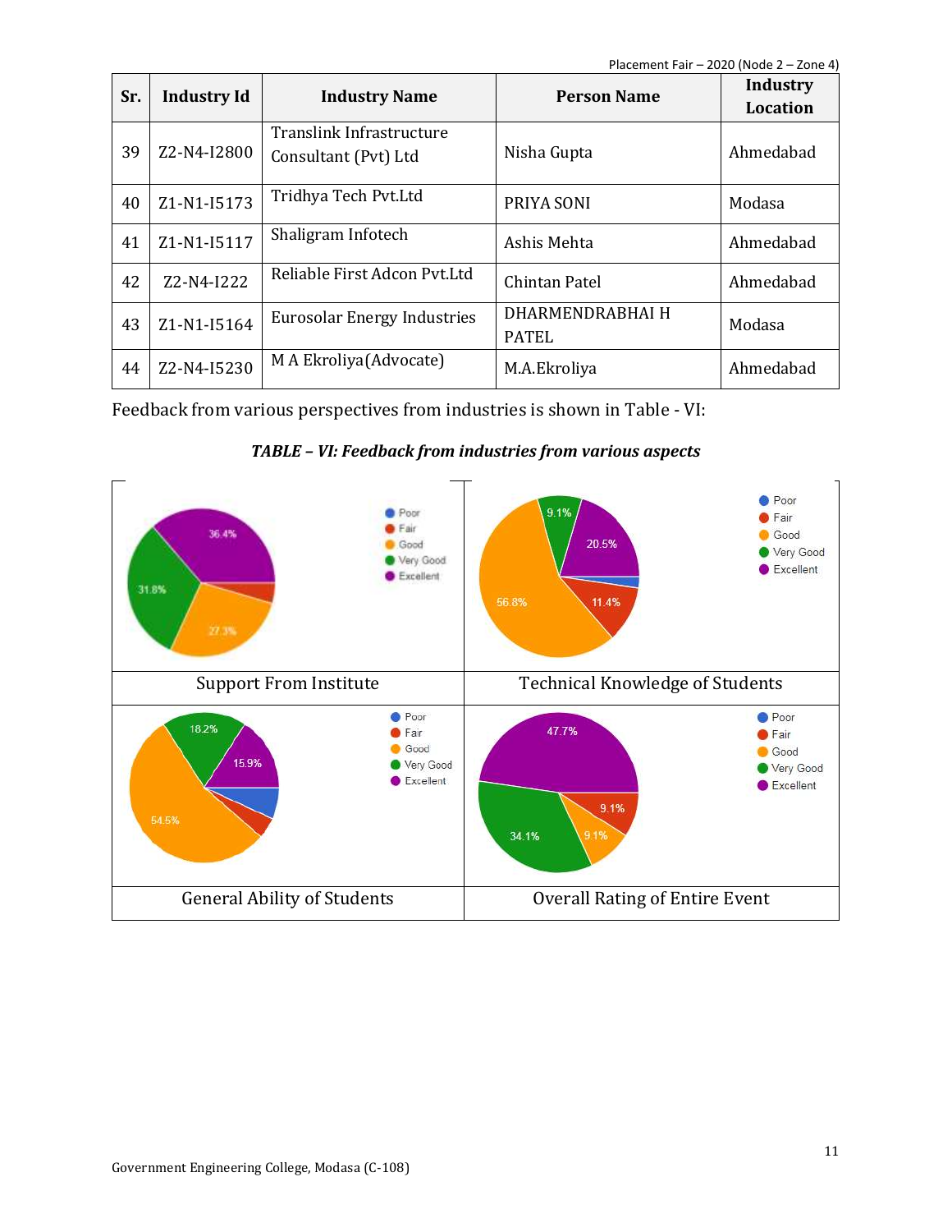| Sr. | Industry Id | Industry Name | Person Name | Industry Location |
|---|---|---|---|---|
| 39 | Z2-N4-I2800 | Translink Infrastructure Consultant (Pvt) Ltd | Nisha Gupta | Ahmedabad |
| 40 | Z1-N1-I5173 | Tridhya Tech Pvt.Ltd | PRIYA SONI | Modasa |
| 41 | Z1-N1-I5117 | Shaligram Infotech | Ashis Mehta | Ahmedabad |
| 42 | Z2-N4-I222 | Reliable First Adcon Pvt.Ltd | Chintan Patel | Ahmedabad |
| 43 | Z1-N1-I5164 | Eurosolar Energy Industries | DHARMENDRABHAI H PATEL | Modasa |
| 44 | Z2-N4-I5230 | M A Ekroliya(Advocate) | M.A.Ekroliya | Ahmedabad |

Feedback from various perspectives from industries is shown in Table - VI:

***TABLE – VI: Feedback from industries from various aspects***

| Support From Institute | Technical Knowledge of Students |
|---|---|
| Poor, Fair, Good 27.3%, Very Good 31.8%, Excellent 36.4% | Poor, Fair 11.4%, Good 56.8%, Very Good 9.1%, Excellent 20.5% |
| **General Ability of Students** | **Overall Rating of Entire Event** |
| Poor, Fair, Good 54.5%, Very Good 18.2%, Excellent 15.9% | Poor, Fair 9.1%, Good 9.1%, Very Good 34.1%, Excellent 47.7% |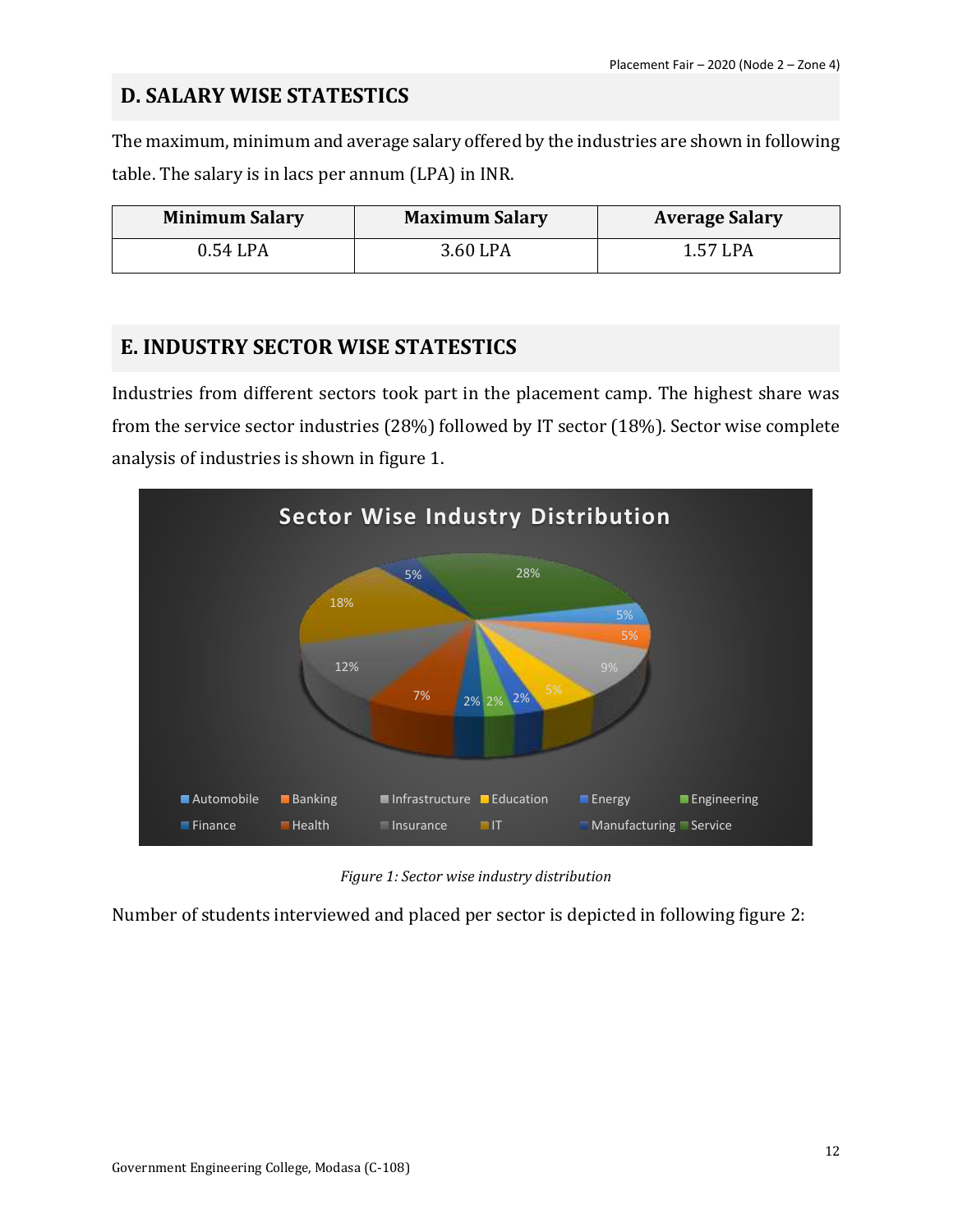## D. SALARY WISE STATESTICS

The maximum, minimum and average salary offered by the industries are shown in following table. The salary is in lacs per annum (LPA) in INR.

| Minimum Salary | Maximum Salary | Average Salary |
|---|---|---|
| 0.54 LPA | 3.60 LPA | 1.57 LPA |

## E. INDUSTRY SECTOR WISE STATESTICS

Industries from different sectors took part in the placement camp. The highest share was from the service sector industries (28%) followed by IT sector (18%). Sector wise complete analysis of industries is shown in figure 1.

*Figure 1: Sector wise industry distribution*

Number of students interviewed and placed per sector is depicted in following figure 2: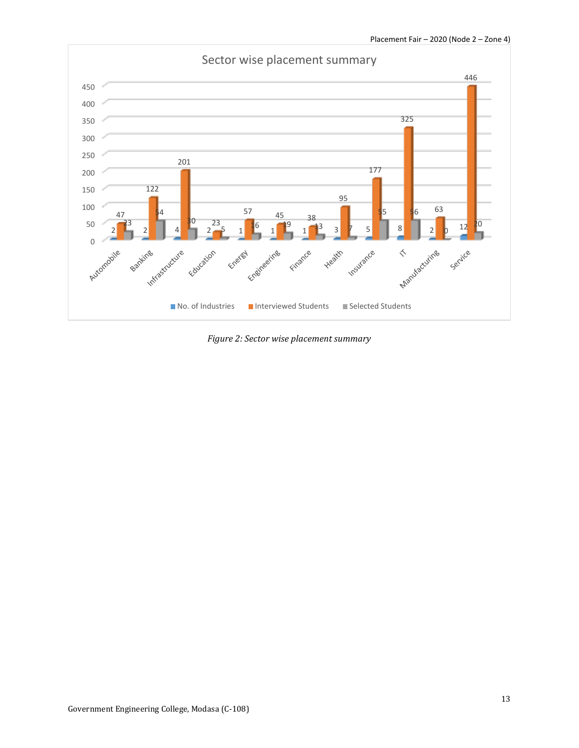Sector wise placement summary

450
400
350
300
250
200
150
100
50
0

Automobile: 2, 47, 23
Banking: 2, 122, 54
Infrastructure: 4, 201, 30
Education: 2, 23, 5
Energy: 1, 57, 16
Engineering: 1, 45, 19
Finance: 1, 38, 13
Health: 3, 95, 7
Insurance: 5, 177, 55
IT: 8, 325, 56
Manufacturing: 2, 63, 0
Service: 12, 446, 20

No. of Industries | Interviewed Students | Selected Students

*Figure 2: Sector wise placement summary*